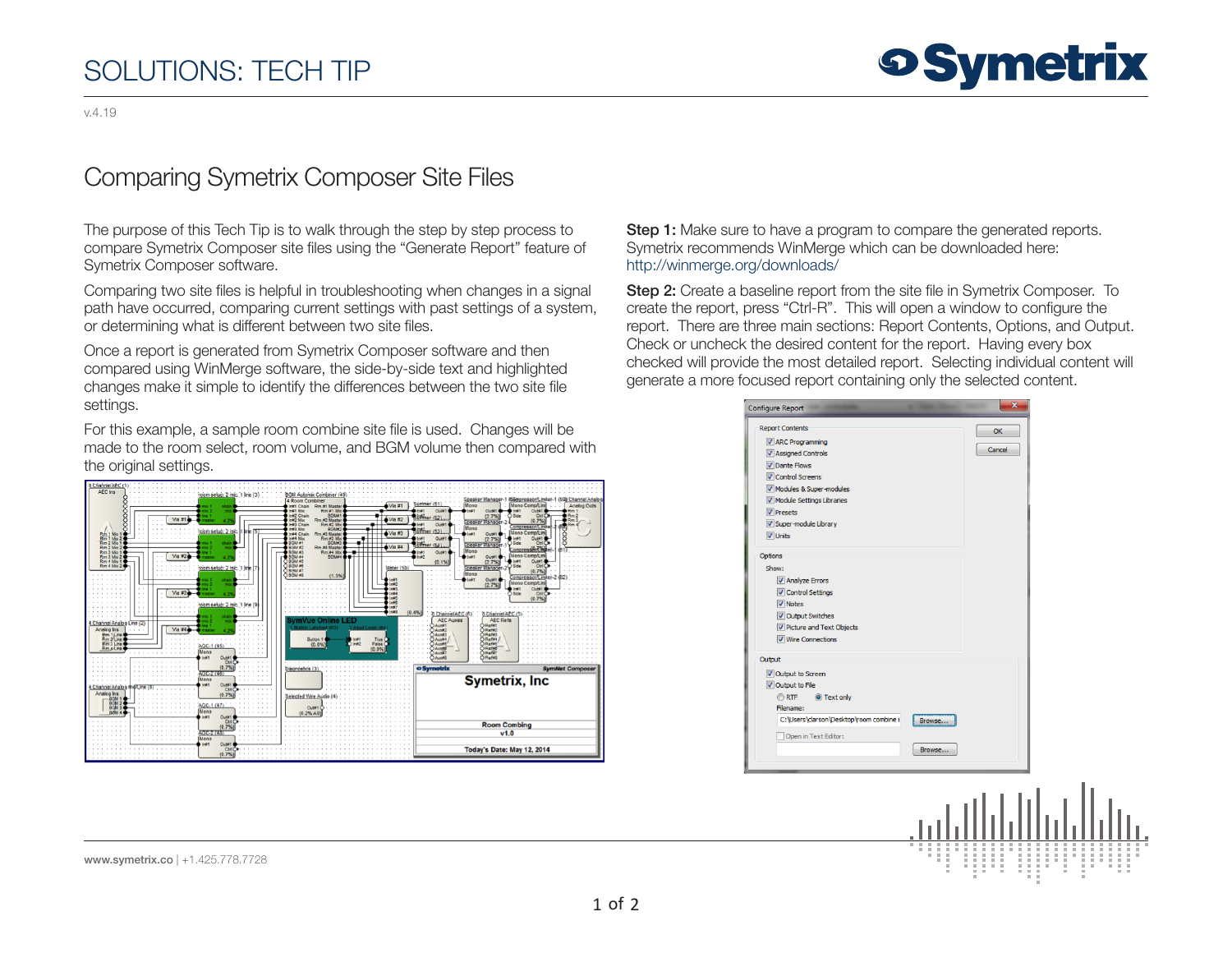# SOLUTIONS: TECH TIP

v.4.19

## Comparing Symetrix Composer Site Files

The purpose of this Tech Tip is to walk through the step by step process to compare Symetrix Composer site files using the "Generate Report" feature of Symetrix Composer software.

Comparing two site files is helpful in troubleshooting when changes in a signal path have occurred, comparing current settings with past settings of a system, or determining what is different between two site files.

Once a report is generated from Symetrix Composer software and then compared using WinMerge software, the side-by-side text and highlighted changes make it simple to identify the differences between the two site file settings.

For this example, a sample room combine site file is used. Changes will be made to the room select, room volume, and BGM volume then compared with the original settings.

**Step 1:** Make sure to have a program to compare the generated reports. Symetrix recommends WinMerge which can be downloaded here: http://winmerge.org/downloads/

**Step 2:** Create a baseline report from the site file in Symetrix Composer. To create the report, press "Ctrl-R". This will open a window to configure the report. There are three main sections: Report Contents, Options, and Output. Check or uncheck the desired content for the report. Having every box checked will provide the most detailed report. Selecting individual content will generate a more focused report containing only the selected content.

www.symetrix.co | +1.425.778.7728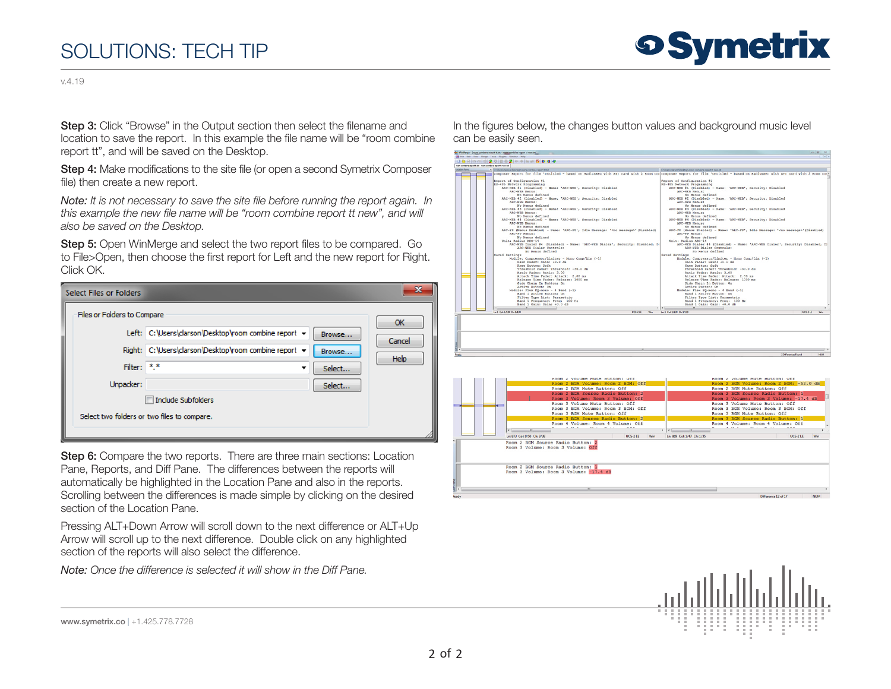# SOLUTIONS: TECH TIP

v.4.19

**Step 3:** Click "Browse" in the Output section then select the filename and location to save the report. In this example the file name will be "room combine report tt", and will be saved on the Desktop.

**Step 4:** Make modifications to the site file (or open a second Symetrix Composer file) then create a new report.

*Note: It is not necessary to save the site file before running the report again. In this example the new file name will be "room combine report tt new", and will also be saved on the Desktop.*

**Step 5:** Open WinMerge and select the two report files to be compared. Go to File>Open, then choose the first report for Left and the new report for Right. Click OK.

**Step 6:** Compare the two reports. There are three main sections: Location Pane, Reports, and Diff Pane. The differences between the reports will automatically be highlighted in the Location Pane and also in the reports. Scrolling between the differences is made simple by clicking on the desired section of the Location Pane.

Pressing ALT+Down Arrow will scroll down to the next difference or ALT+Up Arrow will scroll up to the next difference. Double click on any highlighted section of the reports will also select the difference.

*Note: Once the difference is selected it will show in the Diff Pane.*

In the figures below, the changes button values and background music level can be easily seen.

www.symetrix.co | +1.425.778.7728